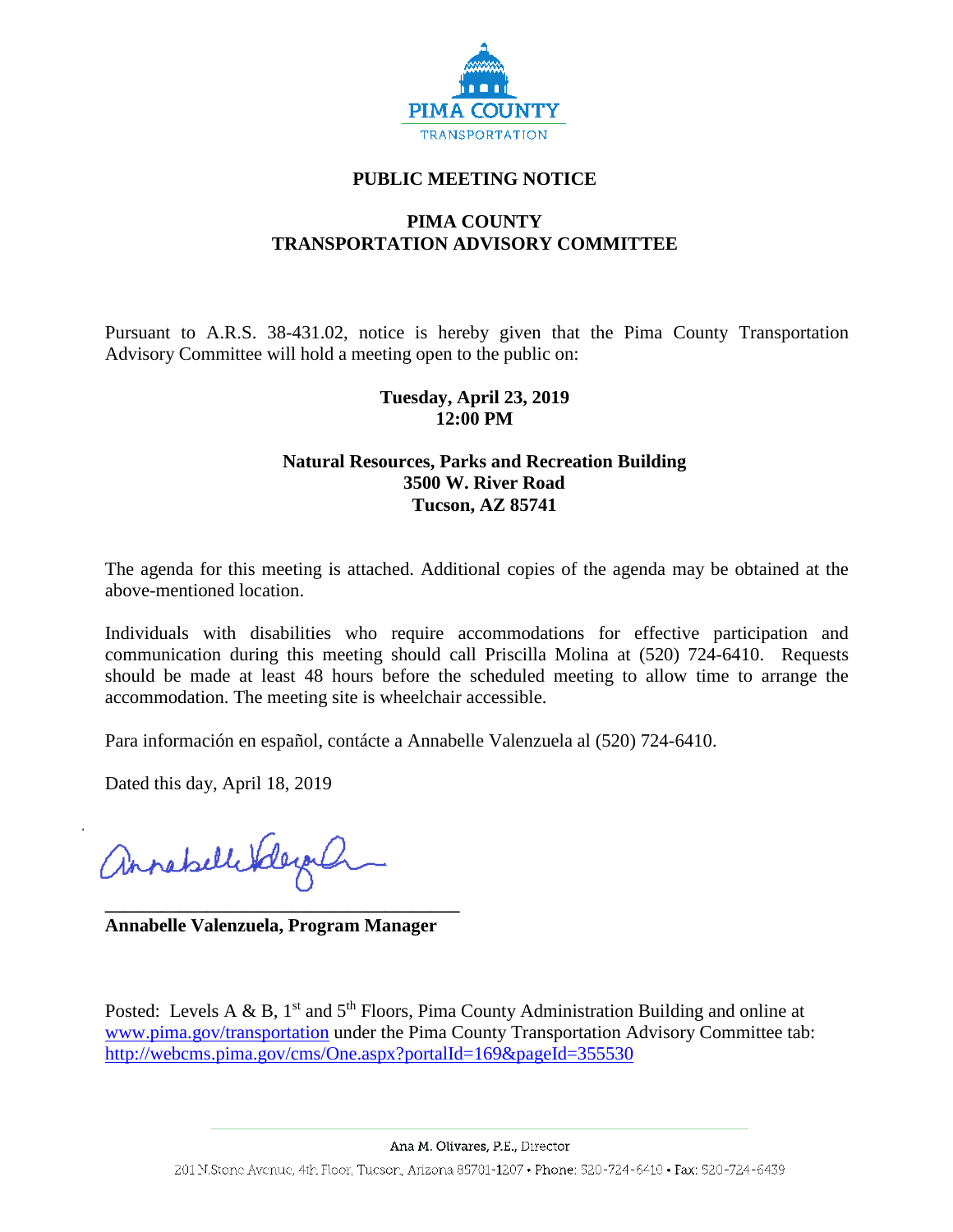PIMA COUNTY
TRANSPORTATION

# PUBLIC MEETING NOTICE

## PIMA COUNTY
## TRANSPORTATION ADVISORY COMMITTEE

Pursuant to A.R.S. 38-431.02, notice is hereby given that the Pima County Transportation Advisory Committee will hold a meeting open to the public on:

**Tuesday, April 23, 2019**
**12:00 PM**

**Natural Resources, Parks and Recreation Building**
**3500 W. River Road**
**Tucson, AZ 85741**

The agenda for this meeting is attached. Additional copies of the agenda may be obtained at the above-mentioned location.

Individuals with disabilities who require accommodations for effective participation and communication during this meeting should call Priscilla Molina at (520) 724-6410. Requests should be made at least 48 hours before the scheduled meeting to allow time to arrange the accommodation. The meeting site is wheelchair accessible.

Para información en español, contácte a Annabelle Valenzuela al (520) 724-6410.

Dated this day, April 18, 2019

**Annabelle Valenzuela, Program Manager**

Posted: Levels A & B, 1st and 5th Floors, Pima County Administration Building and online at [www.pima.gov/transportation](http://www.pima.gov/transportation) under the Pima County Transportation Advisory Committee tab: [http://webcms.pima.gov/cms/One.aspx?portalId=169&pageId=355530](http://webcms.pima.gov/cms/One.aspx?portalId=169&pageId=355530)

Ana M. Olivares, P.E., Director
201 N.Stone Avenue, 4th Floor, Tucson, Arizona 85701-1207 • Phone: 520-724-6410 • Fax: 520-724-6439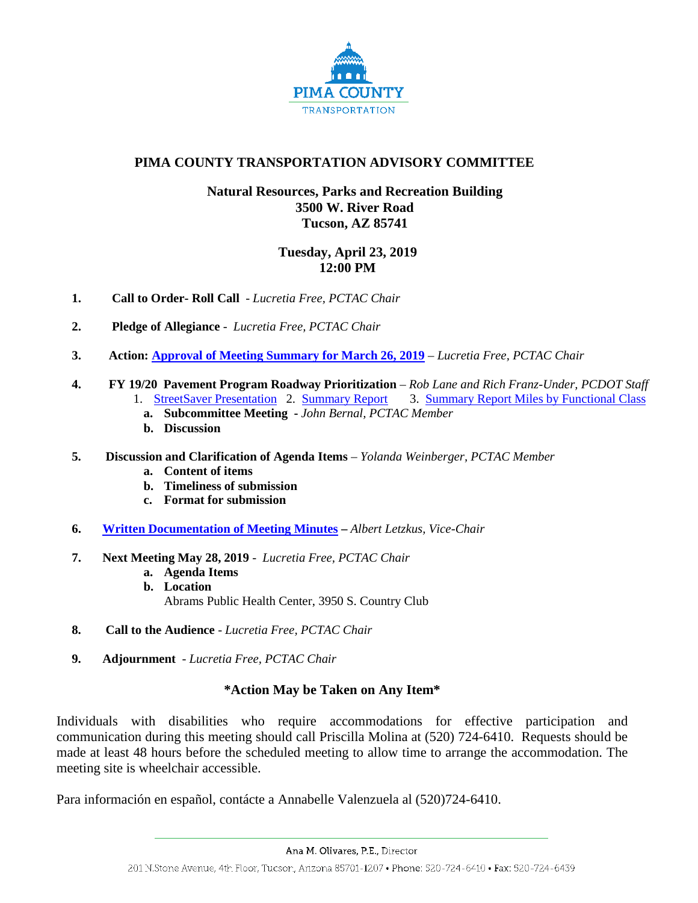PIMA COUNTY
TRANSPORTATION

# PIMA COUNTY TRANSPORTATION ADVISORY COMMITTEE

**Natural Resources, Parks and Recreation Building**
**3500 W. River Road**
**Tucson, AZ 85741**

**Tuesday, April 23, 2019**
**12:00 PM**

1. **Call to Order- Roll Call** - *Lucretia Free, PCTAC Chair*

2. **Pledge of Allegiance** - *Lucretia Free, PCTAC Chair*

3. **Action: Approval of Meeting Summary for March 26, 2019** – *Lucretia Free, PCTAC Chair*

4. **FY 19/20 Pavement Program Roadway Prioritization** – *Rob Lane and Rich Franz-Under, PCDOT Staff*
   1. StreetSaver Presentation 2. Summary Report 3. Summary Report Miles by Functional Class
   - a. **Subcommittee Meeting** - *John Bernal, PCTAC Member*
   - b. **Discussion**

5. **Discussion and Clarification of Agenda Items** – *Yolanda Weinberger, PCTAC Member*
   - a. **Content of items**
   - b. **Timeliness of submission**
   - c. **Format for submission**

6. **Written Documentation of Meeting Minutes –** *Albert Letzkus, Vice-Chair*

7. **Next Meeting May 28, 2019** - *Lucretia Free, PCTAC Chair*
   - a. **Agenda Items**
   - b. **Location**
     Abrams Public Health Center, 3950 S. Country Club

8. **Call to the Audience** - *Lucretia Free, PCTAC Chair*

9. **Adjournment** - *Lucretia Free, PCTAC Chair*

**\*Action May be Taken on Any Item\***

Individuals with disabilities who require accommodations for effective participation and communication during this meeting should call Priscilla Molina at (520) 724-6410. Requests should be made at least 48 hours before the scheduled meeting to allow time to arrange the accommodation. The meeting site is wheelchair accessible.

Para información en español, contácte a Annabelle Valenzuela al (520)724-6410.

Ana M. Olivares, P.E., Director

201 N.Stone Avenue, 4th Floor, Tucson, Arizona 85701-1207 • Phone: 520-724-6410 • Fax: 520-724-6439